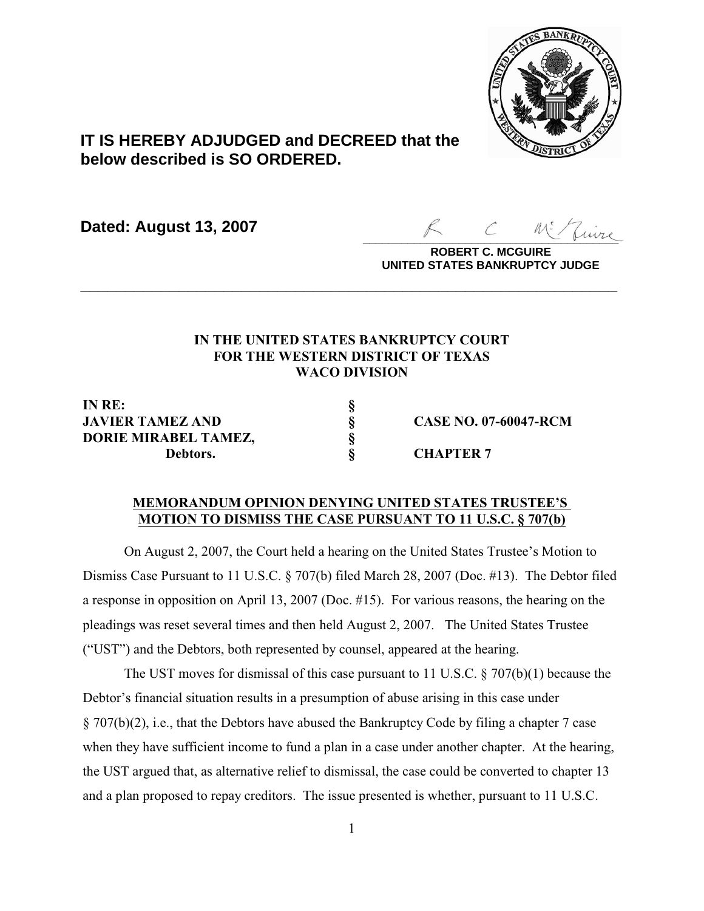**IT IS HEREBY ADJUDGED and DECREED that the below described is SO ORDERED.**

**Dated: August 13, 2007**

**ROBERT C. MCGUIRE**
**UNITED STATES BANKRUPTCY JUDGE**

---

**IN THE UNITED STATES BANKRUPTCY COURT**
**FOR THE WESTERN DISTRICT OF TEXAS**
**WACO DIVISION**

| | | |
|---|---|---|
| **IN RE:** | **§** | |
| **JAVIER TAMEZ AND** | **§** | **CASE NO. 07-60047-RCM** |
| **DORIE MIRABEL TAMEZ,** | **§** | |
| **Debtors.** | **§** | **CHAPTER 7** |

**MEMORANDUM OPINION DENYING UNITED STATES TRUSTEE'S MOTION TO DISMISS THE CASE PURSUANT TO 11 U.S.C. § 707(b)**

On August 2, 2007, the Court held a hearing on the United States Trustee's Motion to Dismiss Case Pursuant to 11 U.S.C. § 707(b) filed March 28, 2007 (Doc. #13). The Debtor filed a response in opposition on April 13, 2007 (Doc. #15). For various reasons, the hearing on the pleadings was reset several times and then held August 2, 2007. The United States Trustee ("UST") and the Debtors, both represented by counsel, appeared at the hearing.

The UST moves for dismissal of this case pursuant to 11 U.S.C. § 707(b)(1) because the Debtor's financial situation results in a presumption of abuse arising in this case under § 707(b)(2), i.e., that the Debtors have abused the Bankruptcy Code by filing a chapter 7 case when they have sufficient income to fund a plan in a case under another chapter. At the hearing, the UST argued that, as alternative relief to dismissal, the case could be converted to chapter 13 and a plan proposed to repay creditors. The issue presented is whether, pursuant to 11 U.S.C.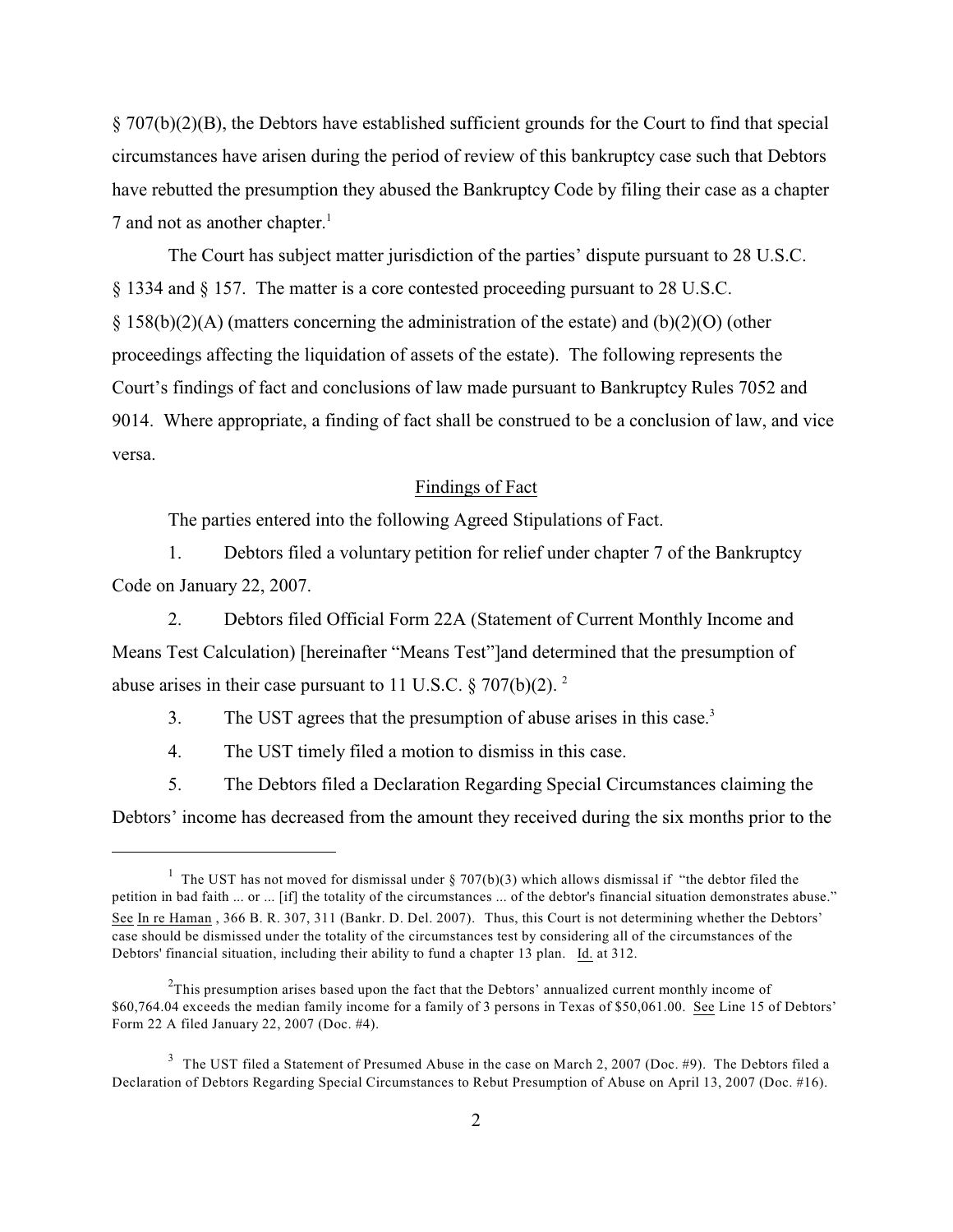§ 707(b)(2)(B), the Debtors have established sufficient grounds for the Court to find that special circumstances have arisen during the period of review of this bankruptcy case such that Debtors have rebutted the presumption they abused the Bankruptcy Code by filing their case as a chapter 7 and not as another chapter.[1]

The Court has subject matter jurisdiction of the parties' dispute pursuant to 28 U.S.C. § 1334 and § 157. The matter is a core contested proceeding pursuant to 28 U.S.C. § 158(b)(2)(A) (matters concerning the administration of the estate) and (b)(2)(O) (other proceedings affecting the liquidation of assets of the estate). The following represents the Court's findings of fact and conclusions of law made pursuant to Bankruptcy Rules 7052 and 9014. Where appropriate, a finding of fact shall be construed to be a conclusion of law, and vice versa.

## Findings of Fact

The parties entered into the following Agreed Stipulations of Fact.

1. Debtors filed a voluntary petition for relief under chapter 7 of the Bankruptcy Code on January 22, 2007.

2. Debtors filed Official Form 22A (Statement of Current Monthly Income and Means Test Calculation) [hereinafter "Means Test"]and determined that the presumption of abuse arises in their case pursuant to 11 U.S.C. § 707(b)(2).[2]

3. The UST agrees that the presumption of abuse arises in this case.[3]

4. The UST timely filed a motion to dismiss in this case.

5. The Debtors filed a Declaration Regarding Special Circumstances claiming the Debtors' income has decreased from the amount they received during the six months prior to the

---

[1] The UST has not moved for dismissal under § 707(b)(3) which allows dismissal if "the debtor filed the petition in bad faith ... or ... [if] the totality of the circumstances ... of the debtor's financial situation demonstrates abuse." See In re Haman , 366 B. R. 307, 311 (Bankr. D. Del. 2007). Thus, this Court is not determining whether the Debtors' case should be dismissed under the totality of the circumstances test by considering all of the circumstances of the Debtors' financial situation, including their ability to fund a chapter 13 plan. Id. at 312.

[2] This presumption arises based upon the fact that the Debtors' annualized current monthly income of $60,764.04 exceeds the median family income for a family of 3 persons in Texas of $50,061.00. See Line 15 of Debtors' Form 22 A filed January 22, 2007 (Doc. #4).

[3] The UST filed a Statement of Presumed Abuse in the case on March 2, 2007 (Doc. #9). The Debtors filed a Declaration of Debtors Regarding Special Circumstances to Rebut Presumption of Abuse on April 13, 2007 (Doc. #16).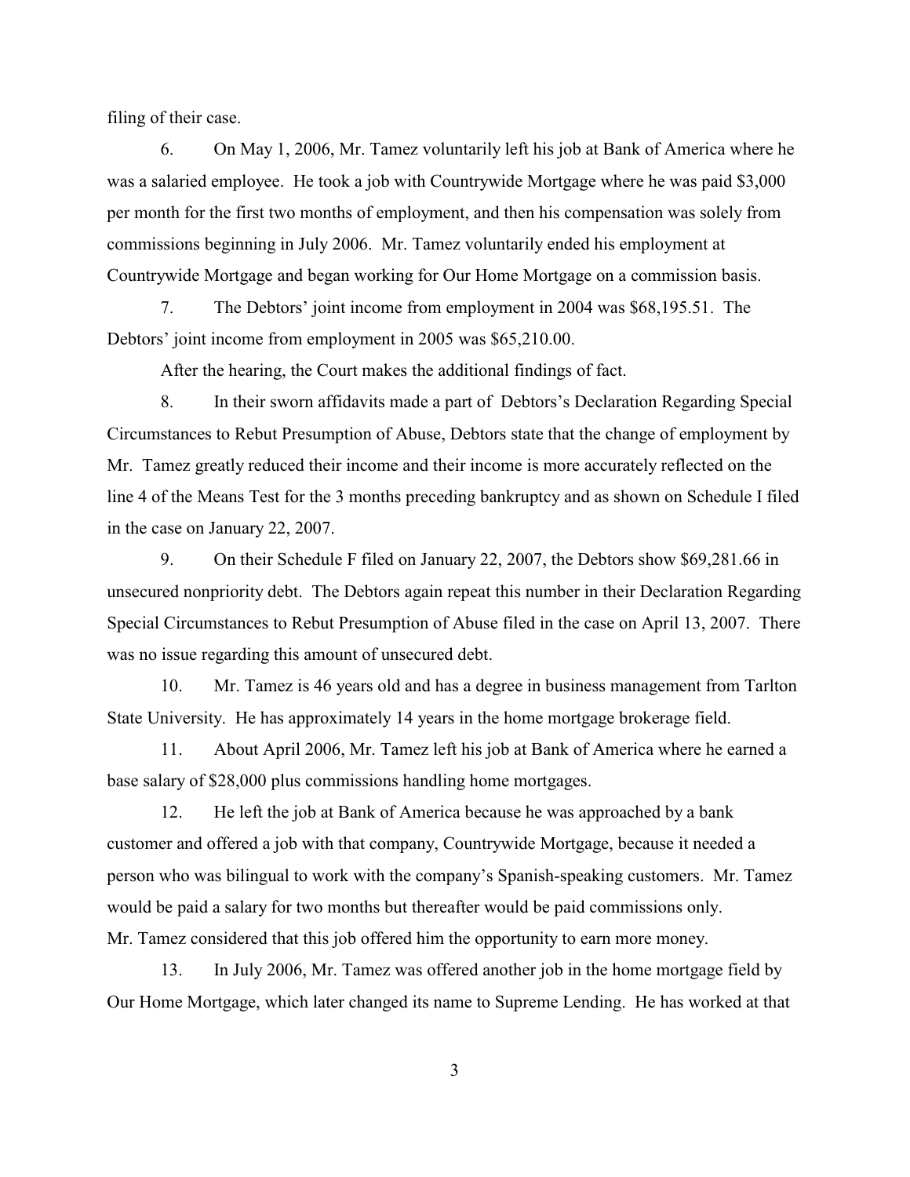filing of their case.

6. On May 1, 2006, Mr. Tamez voluntarily left his job at Bank of America where he was a salaried employee. He took a job with Countrywide Mortgage where he was paid $3,000 per month for the first two months of employment, and then his compensation was solely from commissions beginning in July 2006. Mr. Tamez voluntarily ended his employment at Countrywide Mortgage and began working for Our Home Mortgage on a commission basis.

7. The Debtors' joint income from employment in 2004 was $68,195.51. The Debtors' joint income from employment in 2005 was $65,210.00.

After the hearing, the Court makes the additional findings of fact.

8. In their sworn affidavits made a part of Debtors's Declaration Regarding Special Circumstances to Rebut Presumption of Abuse, Debtors state that the change of employment by Mr. Tamez greatly reduced their income and their income is more accurately reflected on the line 4 of the Means Test for the 3 months preceding bankruptcy and as shown on Schedule I filed in the case on January 22, 2007.

9. On their Schedule F filed on January 22, 2007, the Debtors show $69,281.66 in unsecured nonpriority debt. The Debtors again repeat this number in their Declaration Regarding Special Circumstances to Rebut Presumption of Abuse filed in the case on April 13, 2007. There was no issue regarding this amount of unsecured debt.

10. Mr. Tamez is 46 years old and has a degree in business management from Tarlton State University. He has approximately 14 years in the home mortgage brokerage field.

11. About April 2006, Mr. Tamez left his job at Bank of America where he earned a base salary of $28,000 plus commissions handling home mortgages.

12. He left the job at Bank of America because he was approached by a bank customer and offered a job with that company, Countrywide Mortgage, because it needed a person who was bilingual to work with the company's Spanish-speaking customers. Mr. Tamez would be paid a salary for two months but thereafter would be paid commissions only. Mr. Tamez considered that this job offered him the opportunity to earn more money.

13. In July 2006, Mr. Tamez was offered another job in the home mortgage field by Our Home Mortgage, which later changed its name to Supreme Lending. He has worked at that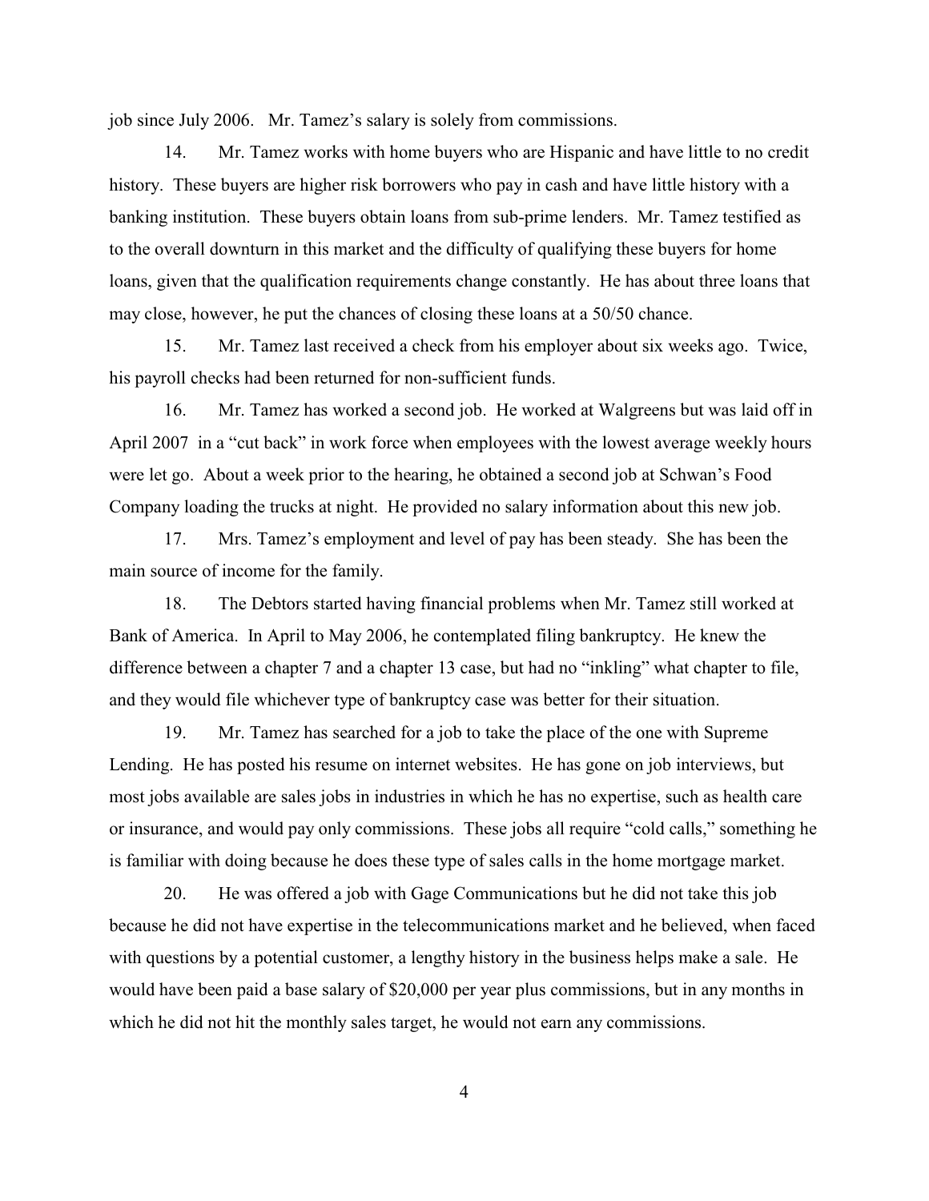job since July 2006. Mr. Tamez's salary is solely from commissions.

14. Mr. Tamez works with home buyers who are Hispanic and have little to no credit history. These buyers are higher risk borrowers who pay in cash and have little history with a banking institution. These buyers obtain loans from sub-prime lenders. Mr. Tamez testified as to the overall downturn in this market and the difficulty of qualifying these buyers for home loans, given that the qualification requirements change constantly. He has about three loans that may close, however, he put the chances of closing these loans at a 50/50 chance.

15. Mr. Tamez last received a check from his employer about six weeks ago. Twice, his payroll checks had been returned for non-sufficient funds.

16. Mr. Tamez has worked a second job. He worked at Walgreens but was laid off in April 2007 in a "cut back" in work force when employees with the lowest average weekly hours were let go. About a week prior to the hearing, he obtained a second job at Schwan's Food Company loading the trucks at night. He provided no salary information about this new job.

17. Mrs. Tamez's employment and level of pay has been steady. She has been the main source of income for the family.

18. The Debtors started having financial problems when Mr. Tamez still worked at Bank of America. In April to May 2006, he contemplated filing bankruptcy. He knew the difference between a chapter 7 and a chapter 13 case, but had no "inkling" what chapter to file, and they would file whichever type of bankruptcy case was better for their situation.

19. Mr. Tamez has searched for a job to take the place of the one with Supreme Lending. He has posted his resume on internet websites. He has gone on job interviews, but most jobs available are sales jobs in industries in which he has no expertise, such as health care or insurance, and would pay only commissions. These jobs all require "cold calls," something he is familiar with doing because he does these type of sales calls in the home mortgage market.

20. He was offered a job with Gage Communications but he did not take this job because he did not have expertise in the telecommunications market and he believed, when faced with questions by a potential customer, a lengthy history in the business helps make a sale. He would have been paid a base salary of $20,000 per year plus commissions, but in any months in which he did not hit the monthly sales target, he would not earn any commissions.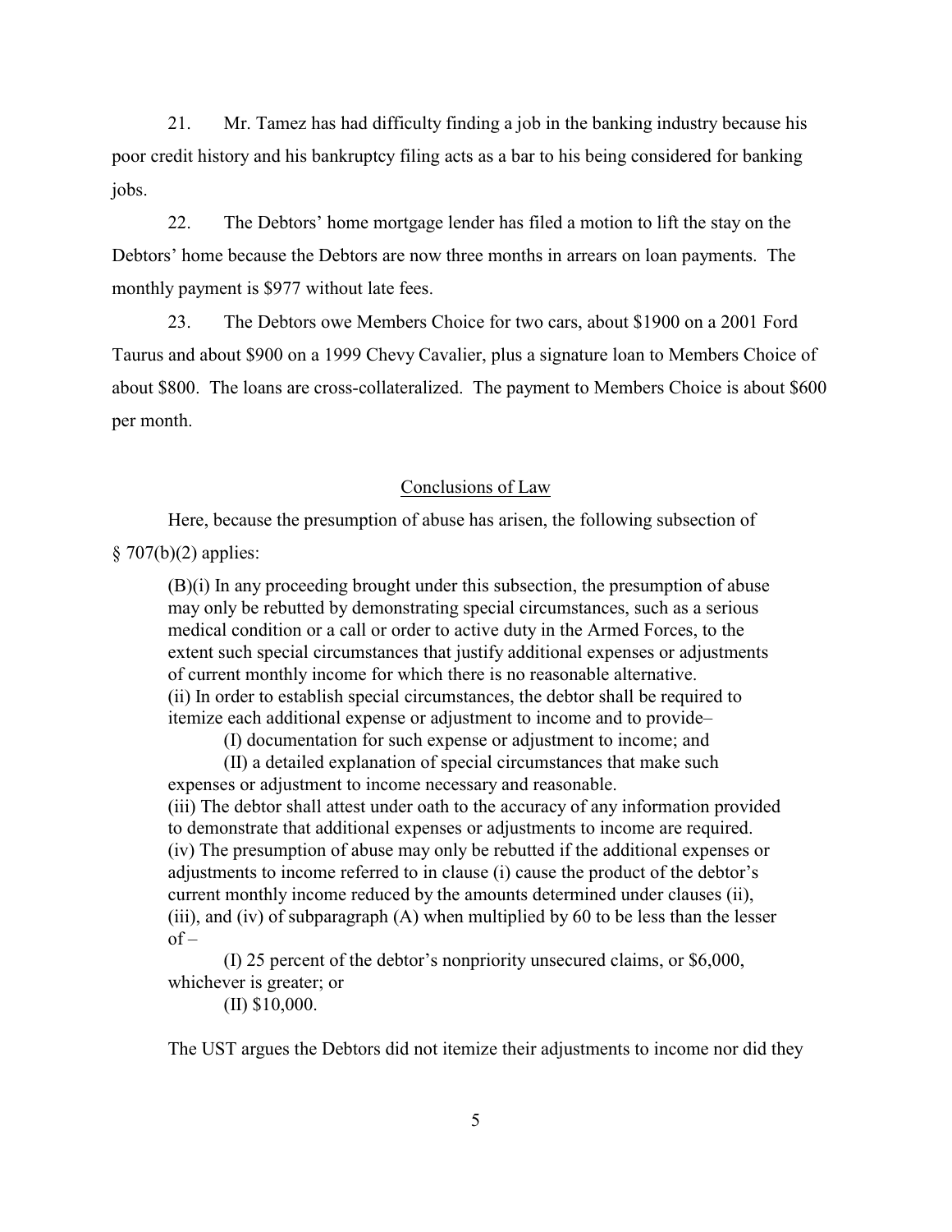21. Mr. Tamez has had difficulty finding a job in the banking industry because his poor credit history and his bankruptcy filing acts as a bar to his being considered for banking jobs.

22. The Debtors' home mortgage lender has filed a motion to lift the stay on the Debtors' home because the Debtors are now three months in arrears on loan payments. The monthly payment is $977 without late fees.

23. The Debtors owe Members Choice for two cars, about $1900 on a 2001 Ford Taurus and about $900 on a 1999 Chevy Cavalier, plus a signature loan to Members Choice of about $800. The loans are cross-collateralized. The payment to Members Choice is about $600 per month.

## Conclusions of Law

Here, because the presumption of abuse has arisen, the following subsection of § 707(b)(2) applies:

> (B)(i) In any proceeding brought under this subsection, the presumption of abuse may only be rebutted by demonstrating special circumstances, such as a serious medical condition or a call or order to active duty in the Armed Forces, to the extent such special circumstances that justify additional expenses or adjustments of current monthly income for which there is no reasonable alternative.
> (ii) In order to establish special circumstances, the debtor shall be required to itemize each additional expense or adjustment to income and to provide–
>
> (I) documentation for such expense or adjustment to income; and
>
> (II) a detailed explanation of special circumstances that make such expenses or adjustment to income necessary and reasonable.
>
> (iii) The debtor shall attest under oath to the accuracy of any information provided to demonstrate that additional expenses or adjustments to income are required.
> (iv) The presumption of abuse may only be rebutted if the additional expenses or adjustments to income referred to in clause (i) cause the product of the debtor's current monthly income reduced by the amounts determined under clauses (ii), (iii), and (iv) of subparagraph (A) when multiplied by 60 to be less than the lesser of –
>
> (I) 25 percent of the debtor's nonpriority unsecured claims, or $6,000, whichever is greater; or
>
> (II) $10,000.

The UST argues the Debtors did not itemize their adjustments to income nor did they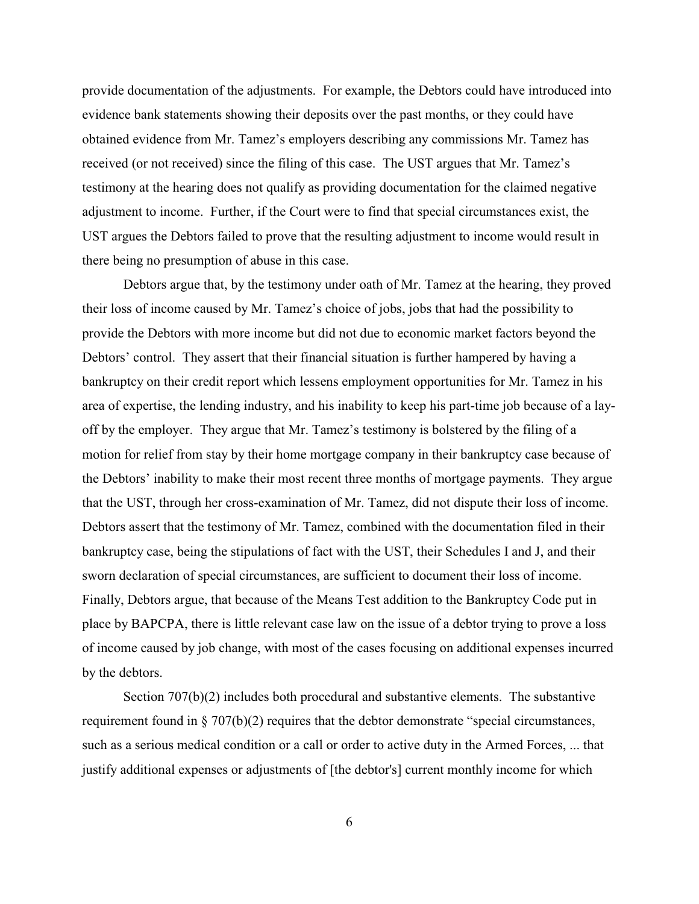provide documentation of the adjustments. For example, the Debtors could have introduced into evidence bank statements showing their deposits over the past months, or they could have obtained evidence from Mr. Tamez's employers describing any commissions Mr. Tamez has received (or not received) since the filing of this case. The UST argues that Mr. Tamez's testimony at the hearing does not qualify as providing documentation for the claimed negative adjustment to income. Further, if the Court were to find that special circumstances exist, the UST argues the Debtors failed to prove that the resulting adjustment to income would result in there being no presumption of abuse in this case.

Debtors argue that, by the testimony under oath of Mr. Tamez at the hearing, they proved their loss of income caused by Mr. Tamez's choice of jobs, jobs that had the possibility to provide the Debtors with more income but did not due to economic market factors beyond the Debtors' control. They assert that their financial situation is further hampered by having a bankruptcy on their credit report which lessens employment opportunities for Mr. Tamez in his area of expertise, the lending industry, and his inability to keep his part-time job because of a lay-off by the employer. They argue that Mr. Tamez's testimony is bolstered by the filing of a motion for relief from stay by their home mortgage company in their bankruptcy case because of the Debtors' inability to make their most recent three months of mortgage payments. They argue that the UST, through her cross-examination of Mr. Tamez, did not dispute their loss of income. Debtors assert that the testimony of Mr. Tamez, combined with the documentation filed in their bankruptcy case, being the stipulations of fact with the UST, their Schedules I and J, and their sworn declaration of special circumstances, are sufficient to document their loss of income. Finally, Debtors argue, that because of the Means Test addition to the Bankruptcy Code put in place by BAPCPA, there is little relevant case law on the issue of a debtor trying to prove a loss of income caused by job change, with most of the cases focusing on additional expenses incurred by the debtors.

Section 707(b)(2) includes both procedural and substantive elements. The substantive requirement found in § 707(b)(2) requires that the debtor demonstrate "special circumstances, such as a serious medical condition or a call or order to active duty in the Armed Forces, ... that justify additional expenses or adjustments of [the debtor's] current monthly income for which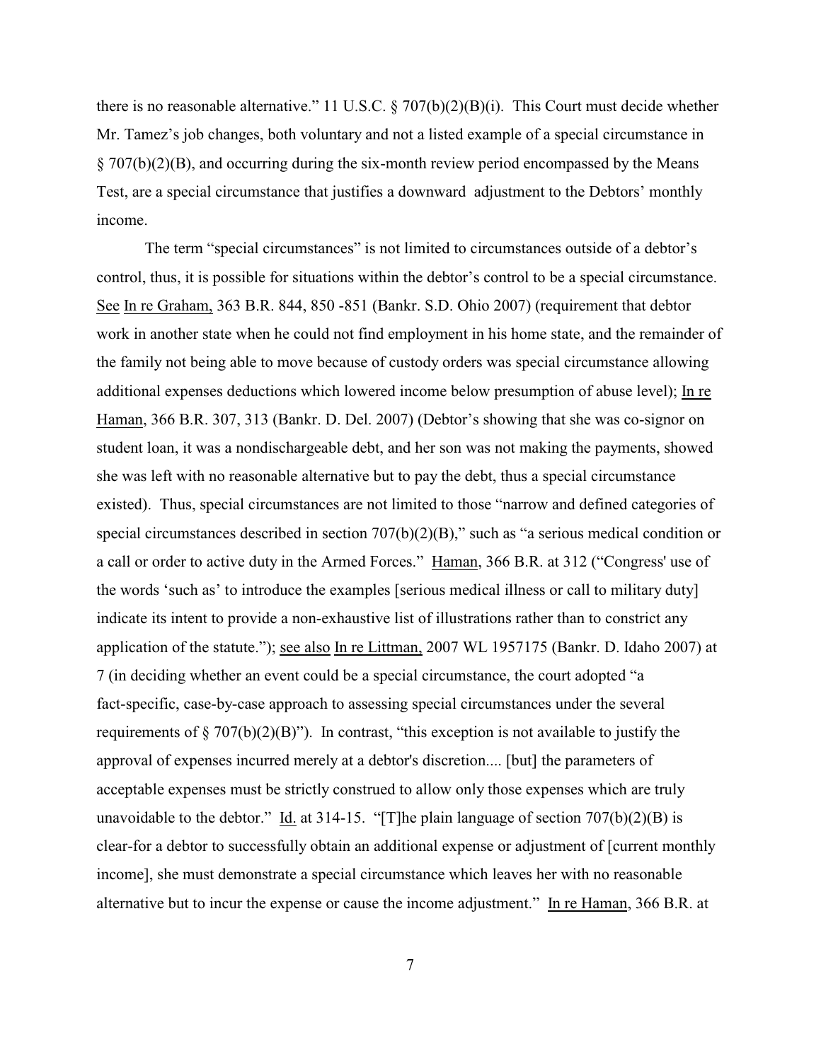there is no reasonable alternative." 11 U.S.C. § 707(b)(2)(B)(i). This Court must decide whether Mr. Tamez's job changes, both voluntary and not a listed example of a special circumstance in § 707(b)(2)(B), and occurring during the six-month review period encompassed by the Means Test, are a special circumstance that justifies a downward adjustment to the Debtors' monthly income.

The term "special circumstances" is not limited to circumstances outside of a debtor's control, thus, it is possible for situations within the debtor's control to be a special circumstance. See In re Graham, 363 B.R. 844, 850 -851 (Bankr. S.D. Ohio 2007) (requirement that debtor work in another state when he could not find employment in his home state, and the remainder of the family not being able to move because of custody orders was special circumstance allowing additional expenses deductions which lowered income below presumption of abuse level); In re Haman, 366 B.R. 307, 313 (Bankr. D. Del. 2007) (Debtor's showing that she was co-signor on student loan, it was a nondischargeable debt, and her son was not making the payments, showed she was left with no reasonable alternative but to pay the debt, thus a special circumstance existed). Thus, special circumstances are not limited to those "narrow and defined categories of special circumstances described in section 707(b)(2)(B)," such as "a serious medical condition or a call or order to active duty in the Armed Forces." Haman, 366 B.R. at 312 ("Congress' use of the words 'such as' to introduce the examples [serious medical illness or call to military duty] indicate its intent to provide a non-exhaustive list of illustrations rather than to constrict any application of the statute."); see also In re Littman, 2007 WL 1957175 (Bankr. D. Idaho 2007) at 7 (in deciding whether an event could be a special circumstance, the court adopted "a fact-specific, case-by-case approach to assessing special circumstances under the several requirements of § 707(b)(2)(B)"). In contrast, "this exception is not available to justify the approval of expenses incurred merely at a debtor's discretion.... [but] the parameters of acceptable expenses must be strictly construed to allow only those expenses which are truly unavoidable to the debtor." Id. at 314-15. "[T]he plain language of section 707(b)(2)(B) is clear-for a debtor to successfully obtain an additional expense or adjustment of [current monthly income], she must demonstrate a special circumstance which leaves her with no reasonable alternative but to incur the expense or cause the income adjustment." In re Haman, 366 B.R. at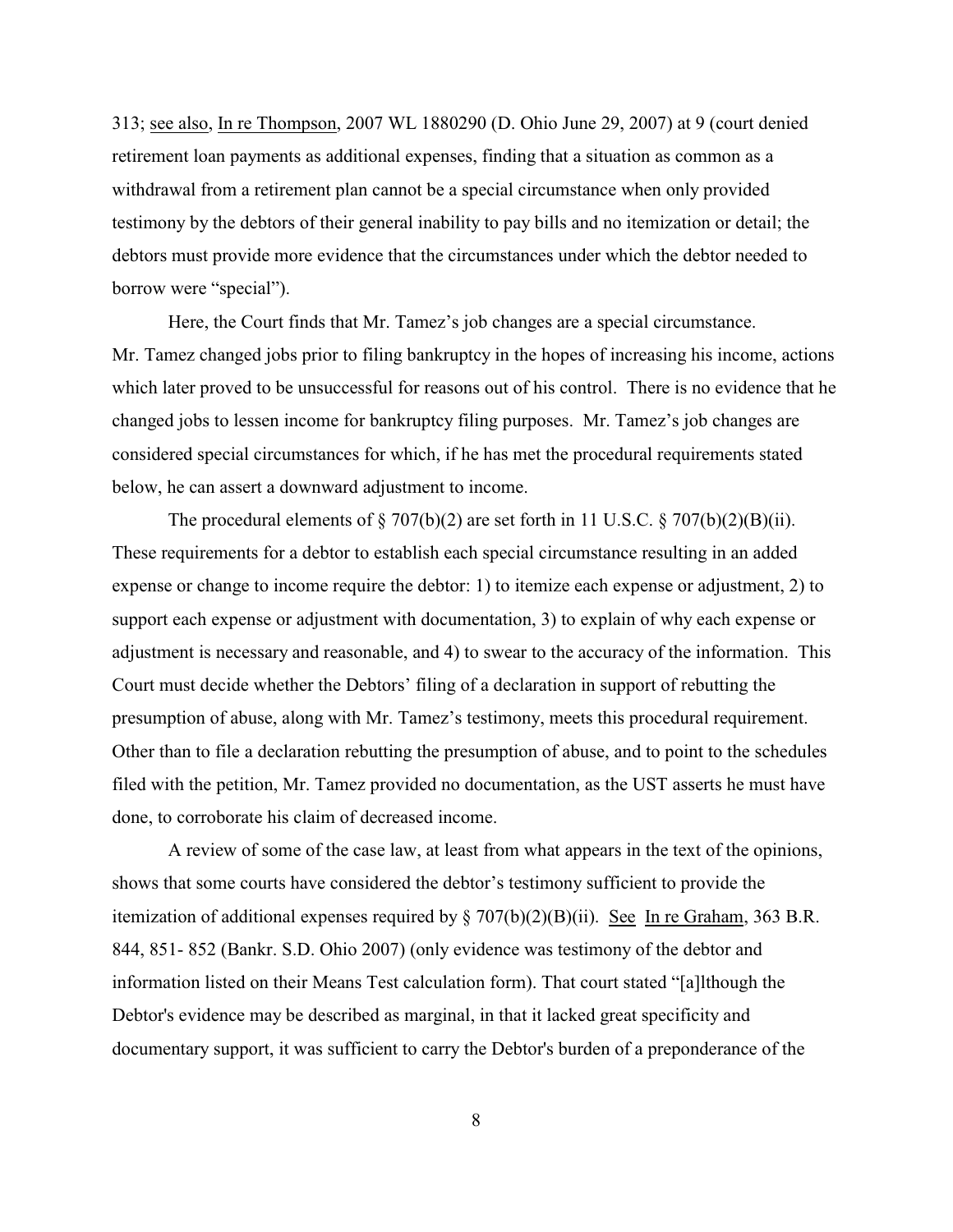313; see also, In re Thompson, 2007 WL 1880290 (D. Ohio June 29, 2007) at 9 (court denied retirement loan payments as additional expenses, finding that a situation as common as a withdrawal from a retirement plan cannot be a special circumstance when only provided testimony by the debtors of their general inability to pay bills and no itemization or detail; the debtors must provide more evidence that the circumstances under which the debtor needed to borrow were "special").

Here, the Court finds that Mr. Tamez's job changes are a special circumstance. Mr. Tamez changed jobs prior to filing bankruptcy in the hopes of increasing his income, actions which later proved to be unsuccessful for reasons out of his control. There is no evidence that he changed jobs to lessen income for bankruptcy filing purposes. Mr. Tamez's job changes are considered special circumstances for which, if he has met the procedural requirements stated below, he can assert a downward adjustment to income.

The procedural elements of § 707(b)(2) are set forth in 11 U.S.C. § 707(b)(2)(B)(ii). These requirements for a debtor to establish each special circumstance resulting in an added expense or change to income require the debtor: 1) to itemize each expense or adjustment, 2) to support each expense or adjustment with documentation, 3) to explain of why each expense or adjustment is necessary and reasonable, and 4) to swear to the accuracy of the information. This Court must decide whether the Debtors' filing of a declaration in support of rebutting the presumption of abuse, along with Mr. Tamez's testimony, meets this procedural requirement. Other than to file a declaration rebutting the presumption of abuse, and to point to the schedules filed with the petition, Mr. Tamez provided no documentation, as the UST asserts he must have done, to corroborate his claim of decreased income.

A review of some of the case law, at least from what appears in the text of the opinions, shows that some courts have considered the debtor's testimony sufficient to provide the itemization of additional expenses required by § 707(b)(2)(B)(ii). See In re Graham, 363 B.R. 844, 851- 852 (Bankr. S.D. Ohio 2007) (only evidence was testimony of the debtor and information listed on their Means Test calculation form). That court stated "[a]lthough the Debtor's evidence may be described as marginal, in that it lacked great specificity and documentary support, it was sufficient to carry the Debtor's burden of a preponderance of the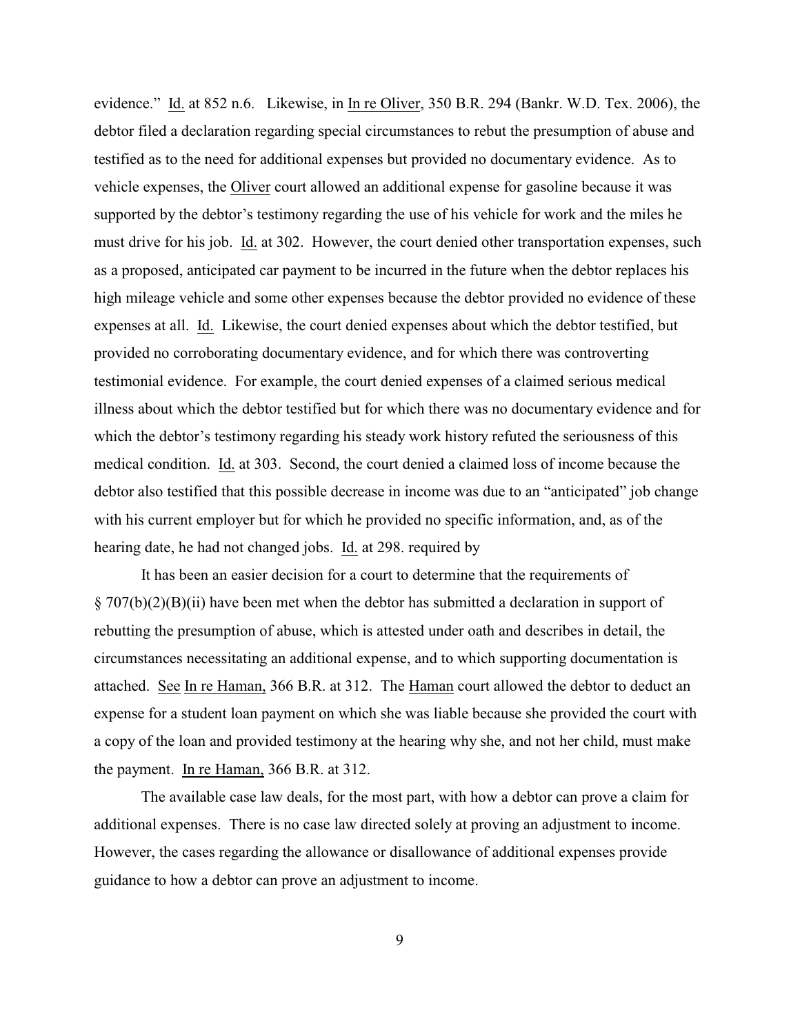evidence." Id. at 852 n.6. Likewise, in In re Oliver, 350 B.R. 294 (Bankr. W.D. Tex. 2006), the debtor filed a declaration regarding special circumstances to rebut the presumption of abuse and testified as to the need for additional expenses but provided no documentary evidence. As to vehicle expenses, the Oliver court allowed an additional expense for gasoline because it was supported by the debtor's testimony regarding the use of his vehicle for work and the miles he must drive for his job. Id. at 302. However, the court denied other transportation expenses, such as a proposed, anticipated car payment to be incurred in the future when the debtor replaces his high mileage vehicle and some other expenses because the debtor provided no evidence of these expenses at all. Id. Likewise, the court denied expenses about which the debtor testified, but provided no corroborating documentary evidence, and for which there was controverting testimonial evidence. For example, the court denied expenses of a claimed serious medical illness about which the debtor testified but for which there was no documentary evidence and for which the debtor's testimony regarding his steady work history refuted the seriousness of this medical condition. Id. at 303. Second, the court denied a claimed loss of income because the debtor also testified that this possible decrease in income was due to an "anticipated" job change with his current employer but for which he provided no specific information, and, as of the hearing date, he had not changed jobs. Id. at 298. required by

It has been an easier decision for a court to determine that the requirements of § 707(b)(2)(B)(ii) have been met when the debtor has submitted a declaration in support of rebutting the presumption of abuse, which is attested under oath and describes in detail, the circumstances necessitating an additional expense, and to which supporting documentation is attached. See In re Haman, 366 B.R. at 312. The Haman court allowed the debtor to deduct an expense for a student loan payment on which she was liable because she provided the court with a copy of the loan and provided testimony at the hearing why she, and not her child, must make the payment. In re Haman, 366 B.R. at 312.

The available case law deals, for the most part, with how a debtor can prove a claim for additional expenses. There is no case law directed solely at proving an adjustment to income. However, the cases regarding the allowance or disallowance of additional expenses provide guidance to how a debtor can prove an adjustment to income.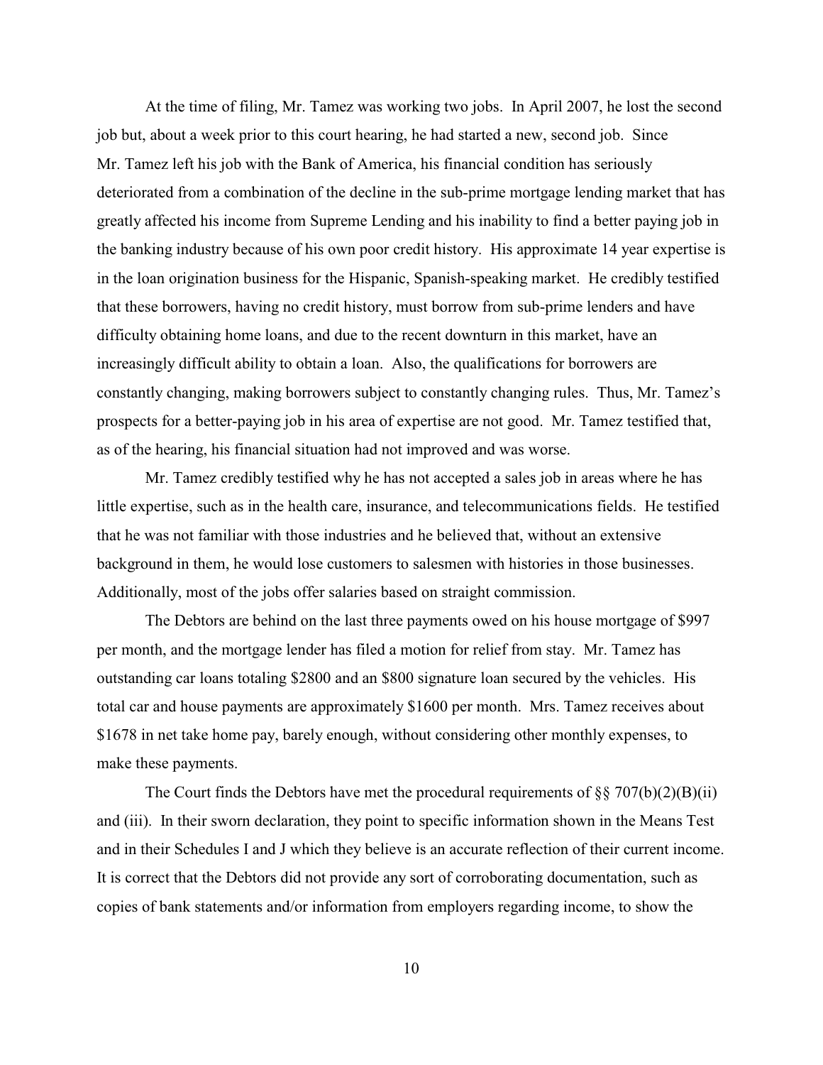At the time of filing, Mr. Tamez was working two jobs. In April 2007, he lost the second job but, about a week prior to this court hearing, he had started a new, second job. Since Mr. Tamez left his job with the Bank of America, his financial condition has seriously deteriorated from a combination of the decline in the sub-prime mortgage lending market that has greatly affected his income from Supreme Lending and his inability to find a better paying job in the banking industry because of his own poor credit history. His approximate 14 year expertise is in the loan origination business for the Hispanic, Spanish-speaking market. He credibly testified that these borrowers, having no credit history, must borrow from sub-prime lenders and have difficulty obtaining home loans, and due to the recent downturn in this market, have an increasingly difficult ability to obtain a loan. Also, the qualifications for borrowers are constantly changing, making borrowers subject to constantly changing rules. Thus, Mr. Tamez's prospects for a better-paying job in his area of expertise are not good. Mr. Tamez testified that, as of the hearing, his financial situation had not improved and was worse.

Mr. Tamez credibly testified why he has not accepted a sales job in areas where he has little expertise, such as in the health care, insurance, and telecommunications fields. He testified that he was not familiar with those industries and he believed that, without an extensive background in them, he would lose customers to salesmen with histories in those businesses. Additionally, most of the jobs offer salaries based on straight commission.

The Debtors are behind on the last three payments owed on his house mortgage of $997 per month, and the mortgage lender has filed a motion for relief from stay. Mr. Tamez has outstanding car loans totaling $2800 and an $800 signature loan secured by the vehicles. His total car and house payments are approximately $1600 per month. Mrs. Tamez receives about $1678 in net take home pay, barely enough, without considering other monthly expenses, to make these payments.

The Court finds the Debtors have met the procedural requirements of §§ 707(b)(2)(B)(ii) and (iii). In their sworn declaration, they point to specific information shown in the Means Test and in their Schedules I and J which they believe is an accurate reflection of their current income. It is correct that the Debtors did not provide any sort of corroborating documentation, such as copies of bank statements and/or information from employers regarding income, to show the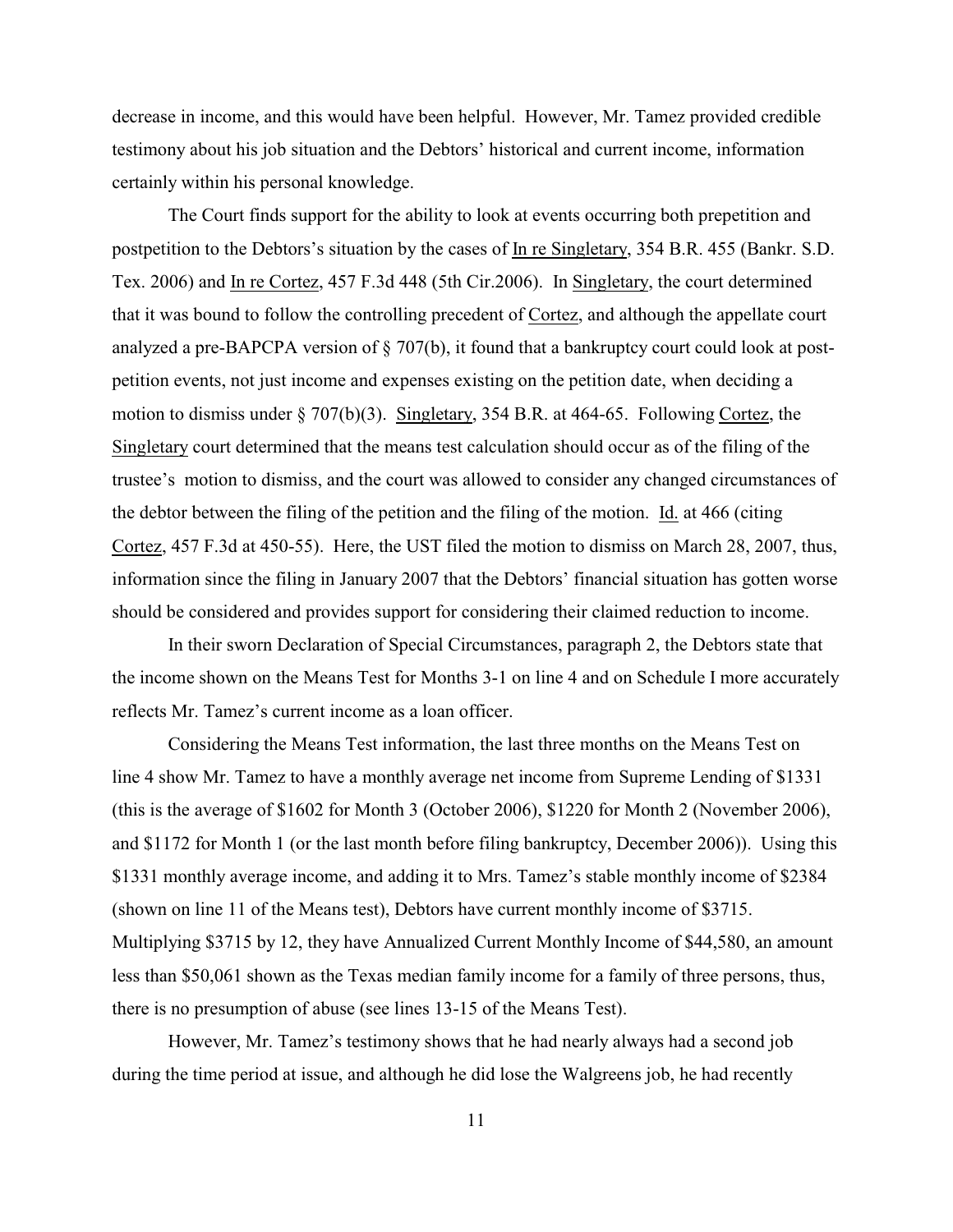decrease in income, and this would have been helpful. However, Mr. Tamez provided credible testimony about his job situation and the Debtors' historical and current income, information certainly within his personal knowledge.

The Court finds support for the ability to look at events occurring both prepetition and postpetition to the Debtors's situation by the cases of In re Singletary, 354 B.R. 455 (Bankr. S.D. Tex. 2006) and In re Cortez, 457 F.3d 448 (5th Cir.2006). In Singletary, the court determined that it was bound to follow the controlling precedent of Cortez, and although the appellate court analyzed a pre-BAPCPA version of § 707(b), it found that a bankruptcy court could look at post-petition events, not just income and expenses existing on the petition date, when deciding a motion to dismiss under § 707(b)(3). Singletary, 354 B.R. at 464-65. Following Cortez, the Singletary court determined that the means test calculation should occur as of the filing of the trustee's motion to dismiss, and the court was allowed to consider any changed circumstances of the debtor between the filing of the petition and the filing of the motion. Id. at 466 (citing Cortez, 457 F.3d at 450-55). Here, the UST filed the motion to dismiss on March 28, 2007, thus, information since the filing in January 2007 that the Debtors' financial situation has gotten worse should be considered and provides support for considering their claimed reduction to income.

In their sworn Declaration of Special Circumstances, paragraph 2, the Debtors state that the income shown on the Means Test for Months 3-1 on line 4 and on Schedule I more accurately reflects Mr. Tamez's current income as a loan officer.

Considering the Means Test information, the last three months on the Means Test on line 4 show Mr. Tamez to have a monthly average net income from Supreme Lending of $1331 (this is the average of $1602 for Month 3 (October 2006), $1220 for Month 2 (November 2006), and $1172 for Month 1 (or the last month before filing bankruptcy, December 2006)). Using this $1331 monthly average income, and adding it to Mrs. Tamez's stable monthly income of $2384 (shown on line 11 of the Means test), Debtors have current monthly income of $3715. Multiplying $3715 by 12, they have Annualized Current Monthly Income of $44,580, an amount less than $50,061 shown as the Texas median family income for a family of three persons, thus, there is no presumption of abuse (see lines 13-15 of the Means Test).

However, Mr. Tamez's testimony shows that he had nearly always had a second job during the time period at issue, and although he did lose the Walgreens job, he had recently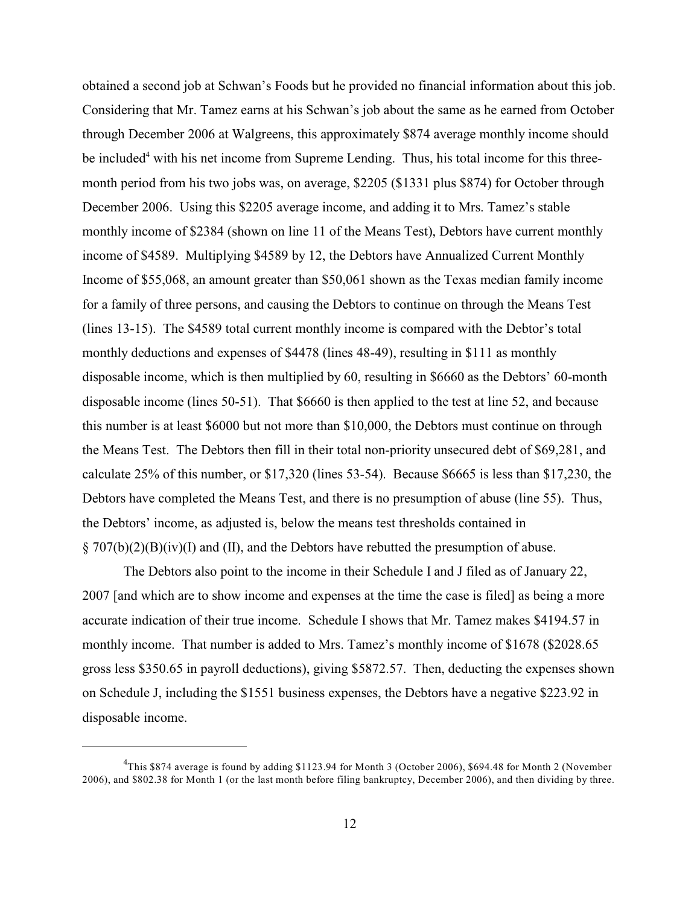obtained a second job at Schwan's Foods but he provided no financial information about this job. Considering that Mr. Tamez earns at his Schwan's job about the same as he earned from October through December 2006 at Walgreens, this approximately \$874 average monthly income should be included[4] with his net income from Supreme Lending. Thus, his total income for this three-month period from his two jobs was, on average, \$2205 (\$1331 plus \$874) for October through December 2006. Using this \$2205 average income, and adding it to Mrs. Tamez's stable monthly income of \$2384 (shown on line 11 of the Means Test), Debtors have current monthly income of \$4589. Multiplying \$4589 by 12, the Debtors have Annualized Current Monthly Income of \$55,068, an amount greater than \$50,061 shown as the Texas median family income for a family of three persons, and causing the Debtors to continue on through the Means Test (lines 13-15). The \$4589 total current monthly income is compared with the Debtor's total monthly deductions and expenses of \$4478 (lines 48-49), resulting in \$111 as monthly disposable income, which is then multiplied by 60, resulting in \$6660 as the Debtors' 60-month disposable income (lines 50-51). That \$6660 is then applied to the test at line 52, and because this number is at least \$6000 but not more than \$10,000, the Debtors must continue on through the Means Test. The Debtors then fill in their total non-priority unsecured debt of \$69,281, and calculate 25% of this number, or \$17,320 (lines 53-54). Because \$6665 is less than \$17,230, the Debtors have completed the Means Test, and there is no presumption of abuse (line 55). Thus, the Debtors' income, as adjusted is, below the means test thresholds contained in § 707(b)(2)(B)(iv)(I) and (II), and the Debtors have rebutted the presumption of abuse.

The Debtors also point to the income in their Schedule I and J filed as of January 22, 2007 [and which are to show income and expenses at the time the case is filed] as being a more accurate indication of their true income. Schedule I shows that Mr. Tamez makes \$4194.57 in monthly income. That number is added to Mrs. Tamez's monthly income of \$1678 (\$2028.65 gross less \$350.65 in payroll deductions), giving \$5872.57. Then, deducting the expenses shown on Schedule J, including the \$1551 business expenses, the Debtors have a negative \$223.92 in disposable income.

---

[4] This \$874 average is found by adding \$1123.94 for Month 3 (October 2006), \$694.48 for Month 2 (November 2006), and \$802.38 for Month 1 (or the last month before filing bankruptcy, December 2006), and then dividing by three.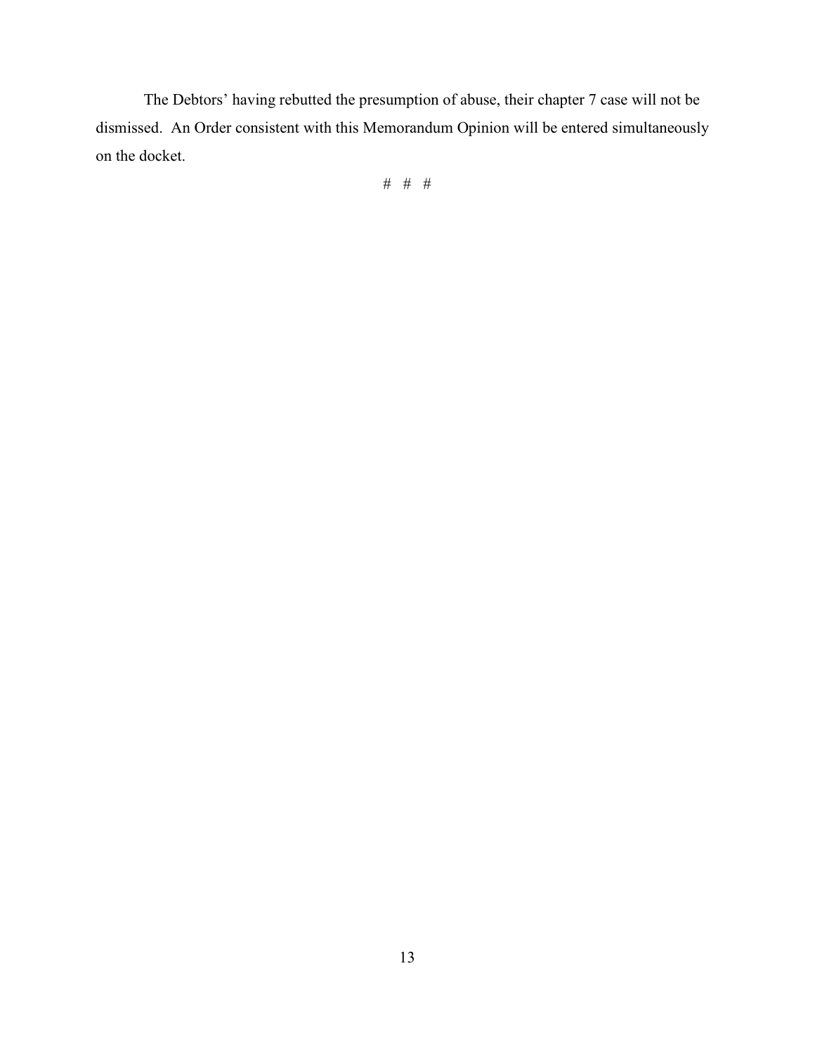The Debtors' having rebutted the presumption of abuse, their chapter 7 case will not be dismissed. An Order consistent with this Memorandum Opinion will be entered simultaneously on the docket.

# # #